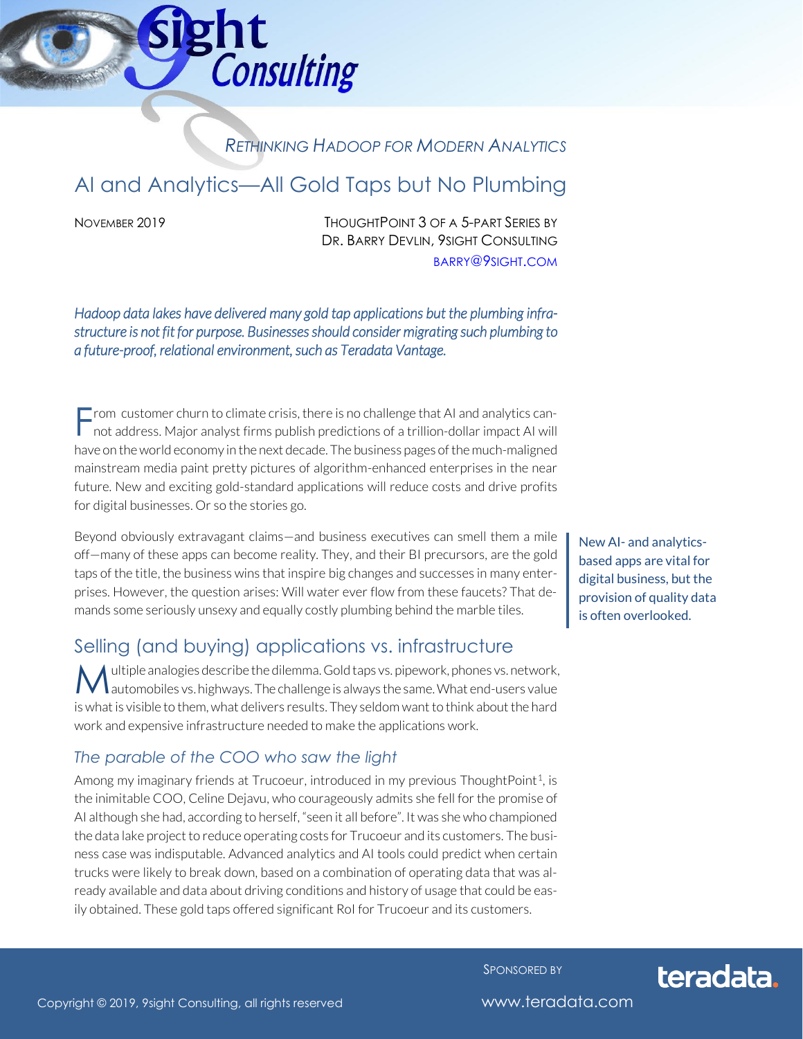*RETHINKING HADOOP FOR MODERN ANALYTICS*

# AI and Analytics—All Gold Taps but No Plumbing

NOVEMBER 2019

THOUGHTPOINT 3 OF A 5-PART SERIES BY
DR. BARRY DEVLIN, 9SIGHT CONSULTING
BARRY@9SIGHT.COM

*Hadoop data lakes have delivered many gold tap applications but the plumbing infrastructure is not fit for purpose. Businesses should consider migrating such plumbing to a future-proof, relational environment, such as Teradata Vantage.*

From customer churn to climate crisis, there is no challenge that AI and analytics cannot address. Major analyst firms publish predictions of a trillion-dollar impact AI will have on the world economy in the next decade. The business pages of the much-maligned mainstream media paint pretty pictures of algorithm-enhanced enterprises in the near future. New and exciting gold-standard applications will reduce costs and drive profits for digital businesses. Or so the stories go.

Beyond obviously extravagant claims—and business executives can smell them a mile off—many of these apps can become reality. They, and their BI precursors, are the gold taps of the title, the business wins that inspire big changes and successes in many enterprises. However, the question arises: Will water ever flow from these faucets? That demands some seriously unsexy and equally costly plumbing behind the marble tiles.

New AI- and analytics-based apps are vital for digital business, but the provision of quality data is often overlooked.

## Selling (and buying) applications vs. infrastructure

Multiple analogies describe the dilemma. Gold taps vs. pipework, phones vs. network, automobiles vs. highways. The challenge is always the same. What end-users value is what is visible to them, what delivers results. They seldom want to think about the hard work and expensive infrastructure needed to make the applications work.

### *The parable of the COO who saw the light*

Among my imaginary friends at Trucoeur, introduced in my previous ThoughtPoint[1], is the inimitable COO, Celine Dejavu, who courageously admits she fell for the promise of AI although she had, according to herself, "seen it all before". It was she who championed the data lake project to reduce operating costs for Trucoeur and its customers. The business case was indisputable. Advanced analytics and AI tools could predict when certain trucks were likely to break down, based on a combination of operating data that was already available and data about driving conditions and history of usage that could be easily obtained. These gold taps offered significant RoI for Trucoeur and its customers.

SPONSORED BY teradata.

www.teradata.com

Copyright © 2019, 9sight Consulting, all rights reserved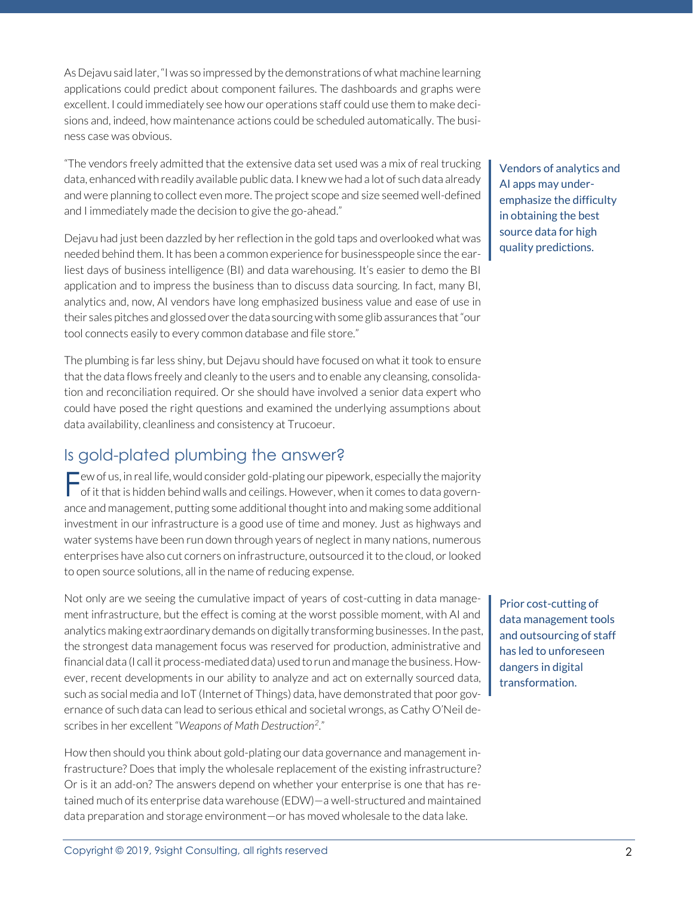As Dejavu said later, "I was so impressed by the demonstrations of what machine learning applications could predict about component failures. The dashboards and graphs were excellent. I could immediately see how our operations staff could use them to make decisions and, indeed, how maintenance actions could be scheduled automatically. The business case was obvious.

"The vendors freely admitted that the extensive data set used was a mix of real trucking data, enhanced with readily available public data. I knew we had a lot of such data already and were planning to collect even more. The project scope and size seemed well-defined and I immediately made the decision to give the go-ahead."

> Vendors of analytics and AI apps may underemphasize the difficulty in obtaining the best source data for high quality predictions.

Dejavu had just been dazzled by her reflection in the gold taps and overlooked what was needed behind them. It has been a common experience for businesspeople since the earliest days of business intelligence (BI) and data warehousing. It's easier to demo the BI application and to impress the business than to discuss data sourcing. In fact, many BI, analytics and, now, AI vendors have long emphasized business value and ease of use in their sales pitches and glossed over the data sourcing with some glib assurances that "our tool connects easily to every common database and file store."

The plumbing is far less shiny, but Dejavu should have focused on what it took to ensure that the data flows freely and cleanly to the users and to enable any cleansing, consolidation and reconciliation required. Or she should have involved a senior data expert who could have posed the right questions and examined the underlying assumptions about data availability, cleanliness and consistency at Trucoeur.

## Is gold-plated plumbing the answer?

Few of us, in real life, would consider gold-plating our pipework, especially the majority of it that is hidden behind walls and ceilings. However, when it comes to data governance and management, putting some additional thought into and making some additional investment in our infrastructure is a good use of time and money. Just as highways and water systems have been run down through years of neglect in many nations, numerous enterprises have also cut corners on infrastructure, outsourced it to the cloud, or looked to open source solutions, all in the name of reducing expense.

Not only are we seeing the cumulative impact of years of cost-cutting in data management infrastructure, but the effect is coming at the worst possible moment, with AI and analytics making extraordinary demands on digitally transforming businesses. In the past, the strongest data management focus was reserved for production, administrative and financial data (I call it process-mediated data) used to run and manage the business. However, recent developments in our ability to analyze and act on externally sourced data, such as social media and IoT (Internet of Things) data, have demonstrated that poor governance of such data can lead to serious ethical and societal wrongs, as Cathy O'Neil describes in her excellent "*Weapons of Math Destruction*[2]."

> Prior cost-cutting of data management tools and outsourcing of staff has led to unforeseen dangers in digital transformation.

How then should you think about gold-plating our data governance and management infrastructure? Does that imply the wholesale replacement of the existing infrastructure? Or is it an add-on? The answers depend on whether your enterprise is one that has retained much of its enterprise data warehouse (EDW)—a well-structured and maintained data preparation and storage environment—or has moved wholesale to the data lake.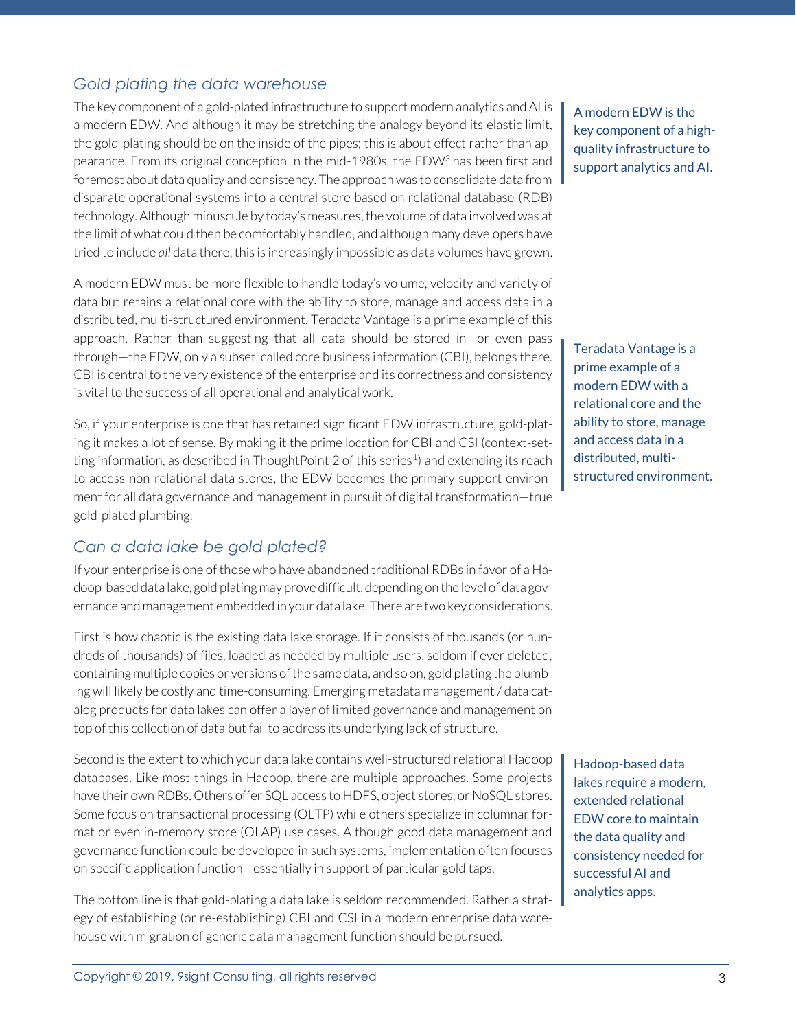## Gold plating the data warehouse

The key component of a gold-plated infrastructure to support modern analytics and AI is a modern EDW. And although it may be stretching the analogy beyond its elastic limit, the gold-plating should be on the inside of the pipes; this is about effect rather than appearance. From its original conception in the mid-1980s, the EDW[3] has been first and foremost about data quality and consistency. The approach was to consolidate data from disparate operational systems into a central store based on relational database (RDB) technology. Although minuscule by today's measures, the volume of data involved was at the limit of what could then be comfortably handled, and although many developers have tried to include *all* data there, this is increasingly impossible as data volumes have grown.

> A modern EDW is the key component of a high-quality infrastructure to support analytics and AI.

A modern EDW must be more flexible to handle today's volume, velocity and variety of data but retains a relational core with the ability to store, manage and access data in a distributed, multi-structured environment. Teradata Vantage is a prime example of this approach. Rather than suggesting that all data should be stored in—or even pass through—the EDW, only a subset, called core business information (CBI), belongs there. CBI is central to the very existence of the enterprise and its correctness and consistency is vital to the success of all operational and analytical work.

> Teradata Vantage is a prime example of a modern EDW with a relational core and the ability to store, manage and access data in a distributed, multi-structured environment.

So, if your enterprise is one that has retained significant EDW infrastructure, gold-plating it makes a lot of sense. By making it the prime location for CBI and CSI (context-setting information, as described in ThoughtPoint 2 of this series[1]) and extending its reach to access non-relational data stores, the EDW becomes the primary support environment for all data governance and management in pursuit of digital transformation—true gold-plated plumbing.

## Can a data lake be gold plated?

If your enterprise is one of those who have abandoned traditional RDBs in favor of a Hadoop-based data lake, gold plating may prove difficult, depending on the level of data governance and management embedded in your data lake. There are two key considerations.

First is how chaotic is the existing data lake storage. If it consists of thousands (or hundreds of thousands) of files, loaded as needed by multiple users, seldom if ever deleted, containing multiple copies or versions of the same data, and so on, gold plating the plumbing will likely be costly and time-consuming. Emerging metadata management / data catalog products for data lakes can offer a layer of limited governance and management on top of this collection of data but fail to address its underlying lack of structure.

Second is the extent to which your data lake contains well-structured relational Hadoop databases. Like most things in Hadoop, there are multiple approaches. Some projects have their own RDBs. Others offer SQL access to HDFS, object stores, or NoSQL stores. Some focus on transactional processing (OLTP) while others specialize in columnar format or even in-memory store (OLAP) use cases. Although good data management and governance function could be developed in such systems, implementation often focuses on specific application function—essentially in support of particular gold taps.

> Hadoop-based data lakes require a modern, extended relational EDW core to maintain the data quality and consistency needed for successful AI and analytics apps.

The bottom line is that gold-plating a data lake is seldom recommended. Rather a strategy of establishing (or re-establishing) CBI and CSI in a modern enterprise data warehouse with migration of generic data management function should be pursued.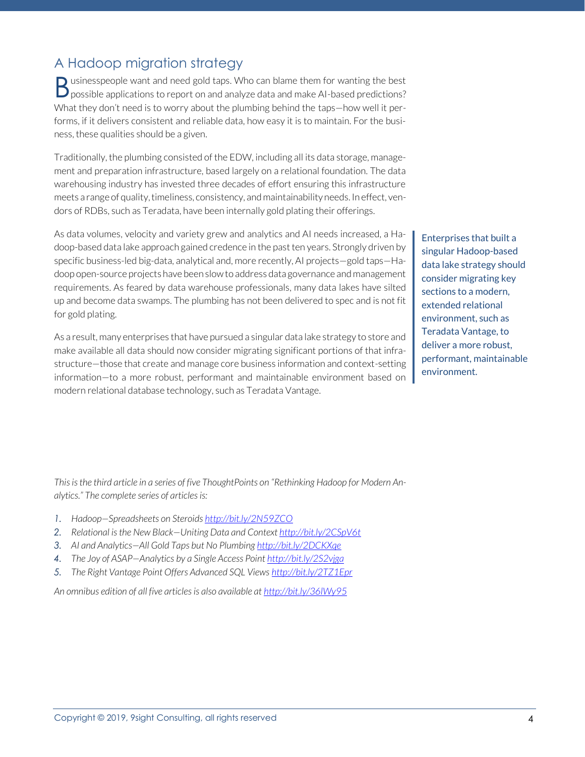## A Hadoop migration strategy

Businesspeople want and need gold taps. Who can blame them for wanting the best possible applications to report on and analyze data and make AI-based predictions? What they don't need is to worry about the plumbing behind the taps—how well it performs, if it delivers consistent and reliable data, how easy it is to maintain. For the business, these qualities should be a given.

Traditionally, the plumbing consisted of the EDW, including all its data storage, management and preparation infrastructure, based largely on a relational foundation. The data warehousing industry has invested three decades of effort ensuring this infrastructure meets a range of quality, timeliness, consistency, and maintainability needs. In effect, vendors of RDBs, such as Teradata, have been internally gold plating their offerings.

As data volumes, velocity and variety grew and analytics and AI needs increased, a Hadoop-based data lake approach gained credence in the past ten years. Strongly driven by specific business-led big-data, analytical and, more recently, AI projects—gold taps—Hadoop open-source projects have been slow to address data governance and management requirements. As feared by data warehouse professionals, many data lakes have silted up and become data swamps. The plumbing has not been delivered to spec and is not fit for gold plating.

> Enterprises that built a singular Hadoop-based data lake strategy should consider migrating key sections to a modern, extended relational environment, such as Teradata Vantage, to deliver a more robust, performant, maintainable environment.

As a result, many enterprises that have pursued a singular data lake strategy to store and make available all data should now consider migrating significant portions of that infrastructure—those that create and manage core business information and context-setting information—to a more robust, performant and maintainable environment based on modern relational database technology, such as Teradata Vantage.

*This is the third article in a series of five ThoughtPoints on "Rethinking Hadoop for Modern Analytics." The complete series of articles is:*

1. *Hadoop—Spreadsheets on Steroids* http://bit.ly/2N59ZCO
2. *Relational is the New Black—Uniting Data and Context* http://bit.ly/2CSpV6t
3. *AI and Analytics—All Gold Taps but No Plumbing* http://bit.ly/2DCKXqe
4. *The Joy of ASAP—Analytics by a Single Access Point* http://bit.ly/2S2vjga
5. *The Right Vantage Point Offers Advanced SQL Views* http://bit.ly/2TZ1Epr

*An omnibus edition of all five articles is also available at* http://bit.ly/36lWy95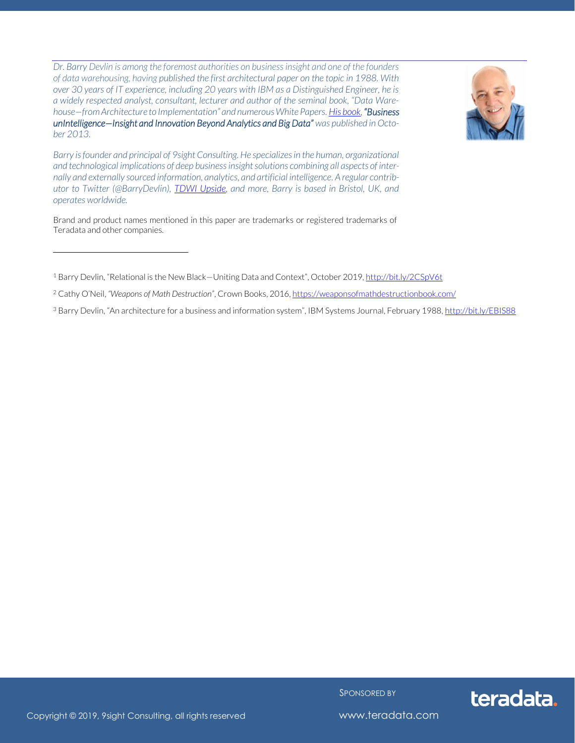*Dr. Barry Devlin is among the foremost authorities on business insight and one of the founders of data warehousing, having published the first architectural paper on the topic in 1988. With over 30 years of IT experience, including 20 years with IBM as a Distinguished Engineer, he is a widely respected analyst, consultant, lecturer and author of the seminal book, "Data Warehouse—from Architecture to Implementation" and numerous White Papers. His book, **"Business unIntelligence—Insight and Innovation Beyond Analytics and Big Data"** was published in October 2013.*

*Barry is founder and principal of 9sight Consulting. He specializes in the human, organizational and technological implications of deep business insight solutions combining all aspects of internally and externally sourced information, analytics, and artificial intelligence. A regular contributor to Twitter (@BarryDevlin), TDWI Upside, and more, Barry is based in Bristol, UK, and operates worldwide.*

Brand and product names mentioned in this paper are trademarks or registered trademarks of Teradata and other companies.

---

[1] Barry Devlin, "Relational is the New Black—Uniting Data and Context", October 2019, http://bit.ly/2CSpV6t

[2] Cathy O'Neil, *"Weapons of Math Destruction"*, Crown Books, 2016, https://weaponsofmathdestructionbook.com/

[3] Barry Devlin, "An architecture for a business and information system", IBM Systems Journal, February 1988, http://bit.ly/EBIS88

Copyright © 2019, 9sight Consulting, all rights reserved

SPONSORED BY

teradata.

www.teradata.com